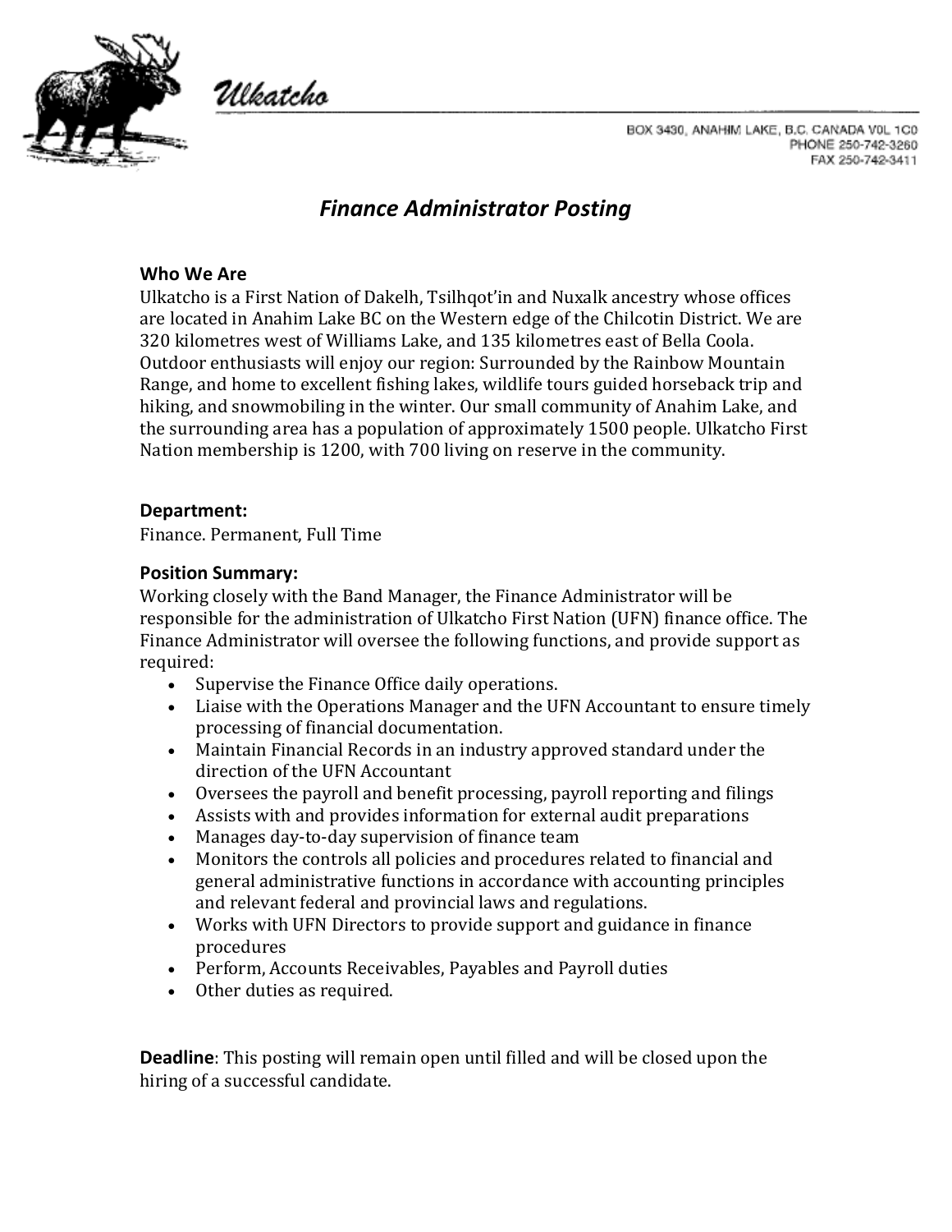Ulkatcho

BOX 3430, ANAHIM LAKE, B.C. CANADA V0L 1C0
PHONE 250-742-3260
FAX 250-742-3411

# *Finance Administrator Posting*

**Who We Are**

Ulkatcho is a First Nation of Dakelh, Tsilhqot'in and Nuxalk ancestry whose offices are located in Anahim Lake BC on the Western edge of the Chilcotin District. We are 320 kilometres west of Williams Lake, and 135 kilometres east of Bella Coola. Outdoor enthusiasts will enjoy our region: Surrounded by the Rainbow Mountain Range, and home to excellent fishing lakes, wildlife tours guided horseback trip and hiking, and snowmobiling in the winter. Our small community of Anahim Lake, and the surrounding area has a population of approximately 1500 people. Ulkatcho First Nation membership is 1200, with 700 living on reserve in the community.

**Department:**

Finance. Permanent, Full Time

**Position Summary:**

Working closely with the Band Manager, the Finance Administrator will be responsible for the administration of Ulkatcho First Nation (UFN) finance office. The Finance Administrator will oversee the following functions, and provide support as required:

- Supervise the Finance Office daily operations.
- Liaise with the Operations Manager and the UFN Accountant to ensure timely processing of financial documentation.
- Maintain Financial Records in an industry approved standard under the direction of the UFN Accountant
- Oversees the payroll and benefit processing, payroll reporting and filings
- Assists with and provides information for external audit preparations
- Manages day-to-day supervision of finance team
- Monitors the controls all policies and procedures related to financial and general administrative functions in accordance with accounting principles and relevant federal and provincial laws and regulations.
- Works with UFN Directors to provide support and guidance in finance procedures
- Perform, Accounts Receivables, Payables and Payroll duties
- Other duties as required.

**Deadline**: This posting will remain open until filled and will be closed upon the hiring of a successful candidate.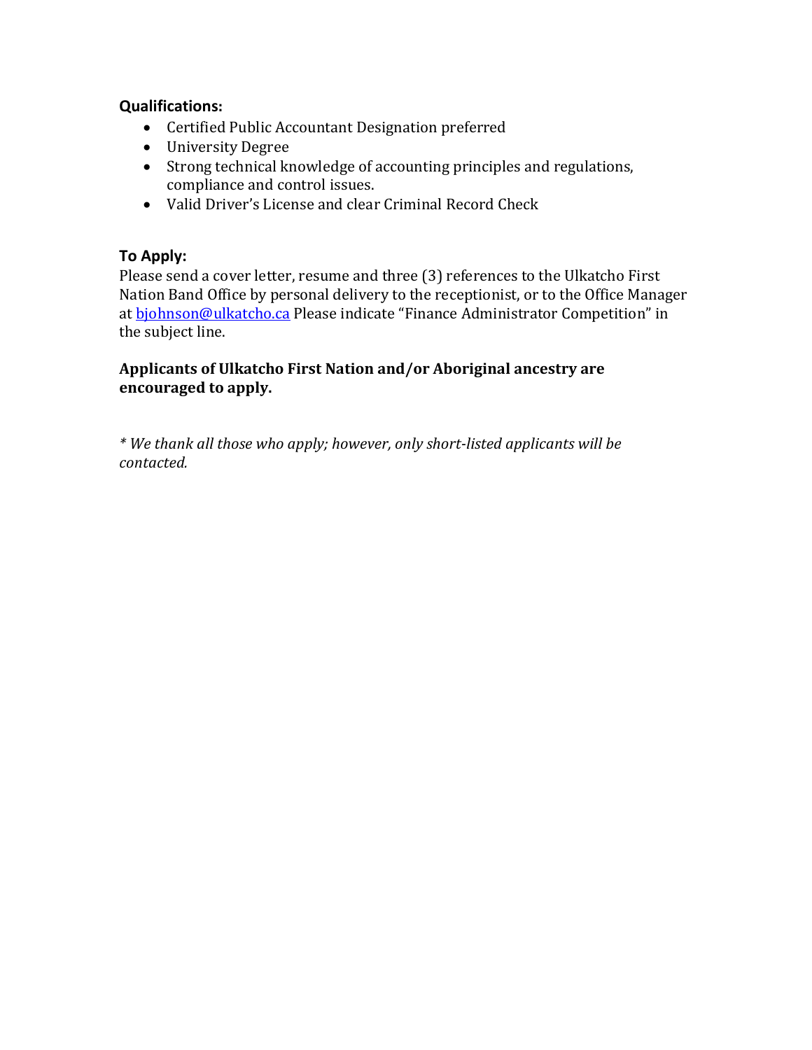**Qualifications:**

- Certified Public Accountant Designation preferred
- University Degree
- Strong technical knowledge of accounting principles and regulations, compliance and control issues.
- Valid Driver's License and clear Criminal Record Check

**To Apply:**

Please send a cover letter, resume and three (3) references to the Ulkatcho First Nation Band Office by personal delivery to the receptionist, or to the Office Manager at bjohnson@ulkatcho.ca Please indicate "Finance Administrator Competition" in the subject line.

**Applicants of Ulkatcho First Nation and/or Aboriginal ancestry are encouraged to apply.**

*\* We thank all those who apply; however, only short-listed applicants will be contacted.*